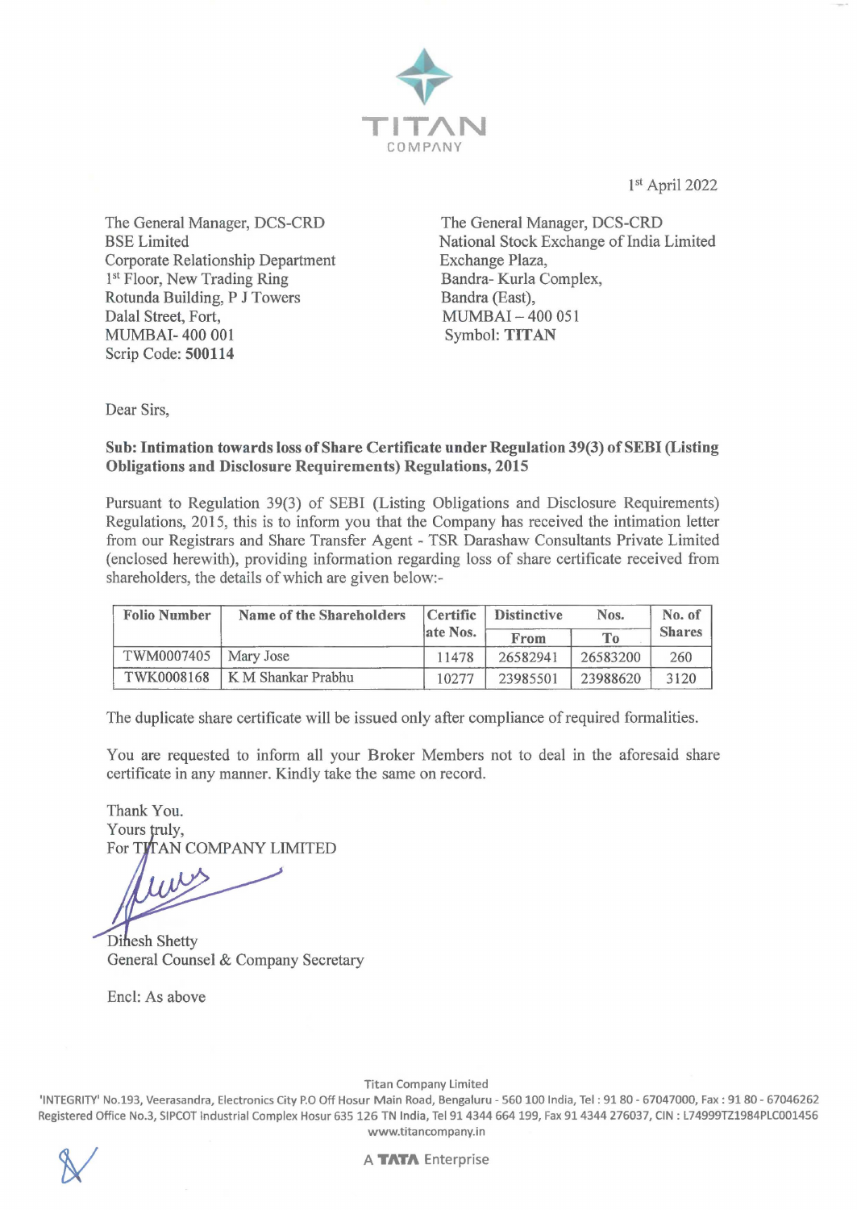TITAN COMPANY

1st April 2022

The General Manager, DCS-CRD
BSE Limited
Corporate Relationship Department
1st Floor, New Trading Ring
Rotunda Building, P J Towers
Dalal Street, Fort,
MUMBAI- 400 001
Scrip Code: **500114**

The General Manager, DCS-CRD
National Stock Exchange of India Limited
Exchange Plaza,
Bandra- Kurla Complex,
Bandra (East),
MUMBAI – 400 051
Symbol: **TITAN**

Dear Sirs,

**Sub: Intimation towards loss of Share Certificate under Regulation 39(3) of SEBI (Listing Obligations and Disclosure Requirements) Regulations, 2015**

Pursuant to Regulation 39(3) of SEBI (Listing Obligations and Disclosure Requirements) Regulations, 2015, this is to inform you that the Company has received the intimation letter from our Registrars and Share Transfer Agent - TSR Darashaw Consultants Private Limited (enclosed herewith), providing information regarding loss of share certificate received from shareholders, the details of which are given below:-

| Folio Number | Name of the Shareholders | Certificate Nos. | Distinctive Nos. | | No. of Shares |
|---|---|---|---|---|---|
| | | | From | To | |
| TWM0007405 | Mary Jose | 11478 | 26582941 | 26583200 | 260 |
| TWK0008168 | K M Shankar Prabhu | 10277 | 23985501 | 23988620 | 3120 |

The duplicate share certificate will be issued only after compliance of required formalities.

You are requested to inform all your Broker Members not to deal in the aforesaid share certificate in any manner. Kindly take the same on record.

Thank You.
Yours truly,
For TITAN COMPANY LIMITED

Dinesh Shetty
General Counsel & Company Secretary

Encl: As above

Titan Company Limited
'INTEGRITY' No.193, Veerasandra, Electronics City P.O Off Hosur Main Road, Bengaluru - 560 100 India, Tel : 91 80 - 67047000, Fax : 91 80 - 67046262
Registered Office No.3, SIPCOT Industrial Complex Hosur 635 126 TN India, Tel 91 4344 664 199, Fax 91 4344 276037, CIN : L74999TZ1984PLC001456
www.titancompany.in

A TATA Enterprise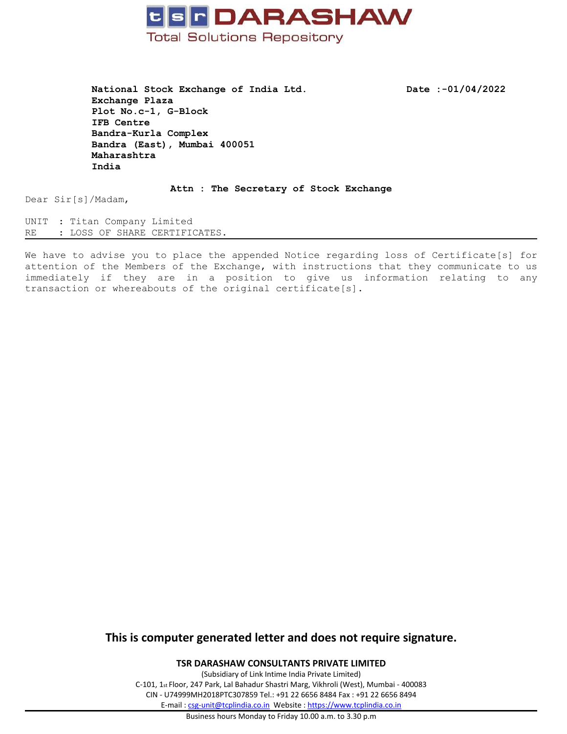# tsr DARASHAW

Total Solutions Repository

**National Stock Exchange of India Ltd.**
**Exchange Plaza**
**Plot No.c-1, G-Block**
**IFB Centre**
**Bandra-Kurla Complex**
**Bandra (East), Mumbai 400051**
**Maharashtra**
**India**

**Date :-01/04/2022**

**Attn : The Secretary of Stock Exchange**

Dear Sir[s]/Madam,

UNIT : Titan Company Limited
RE : LOSS OF SHARE CERTIFICATES.

---

We have to advise you to place the appended Notice regarding loss of Certificate[s] for attention of the Members of the Exchange, with instructions that they communicate to us immediately if they are in a position to give us information relating to any transaction or whereabouts of the original certificate[s].

**This is computer generated letter and does not require signature.**

**TSR DARASHAW CONSULTANTS PRIVATE LIMITED**
(Subsidiary of Link Intime India Private Limited)
C-101, 1st Floor, 247 Park, Lal Bahadur Shastri Marg, Vikhroli (West), Mumbai - 400083
CIN - U74999MH2018PTC307859 Tel.: +91 22 6656 8484 Fax : +91 22 6656 8494
E-mail : csg-unit@tcplindia.co.in Website : https://www.tcplindia.co.in

Business hours Monday to Friday 10.00 a.m. to 3.30 p.m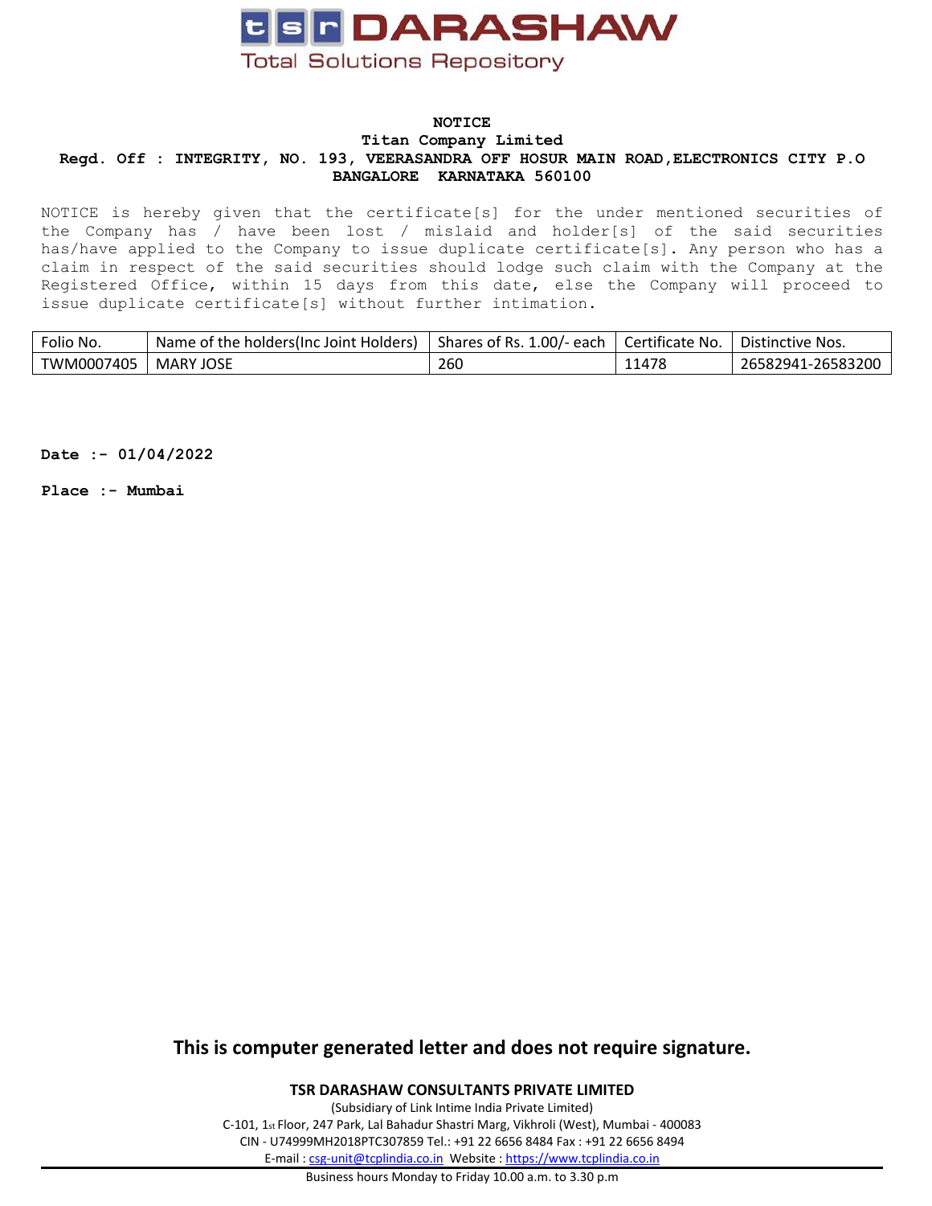tsr DARASHAW
Total Solutions Repository

**NOTICE**

**Titan Company Limited**

**Regd. Off : INTEGRITY, NO. 193, VEERASANDRA OFF HOSUR MAIN ROAD,ELECTRONICS CITY P.O BANGALORE KARNATAKA 560100**

NOTICE is hereby given that the certificate[s] for the under mentioned securities of the Company has / have been lost / mislaid and holder[s] of the said securities has/have applied to the Company to issue duplicate certificate[s]. Any person who has a claim in respect of the said securities should lodge such claim with the Company at the Registered Office, within 15 days from this date, else the Company will proceed to issue duplicate certificate[s] without further intimation.

| Folio No. | Name of the holders(Inc Joint Holders) | Shares of Rs. 1.00/- each | Certificate No. | Distinctive Nos. |
|---|---|---|---|---|
| TWM0007405 | MARY JOSE | 260 | 11478 | 26582941-26583200 |

**Date :- 01/04/2022**

**Place :- Mumbai**

**This is computer generated letter and does not require signature.**

**TSR DARASHAW CONSULTANTS PRIVATE LIMITED**

(Subsidiary of Link Intime India Private Limited)

C-101, 1st Floor, 247 Park, Lal Bahadur Shastri Marg, Vikhroli (West), Mumbai - 400083

CIN - U74999MH2018PTC307859 Tel.: +91 22 6656 8484 Fax : +91 22 6656 8494

E-mail : csg-unit@tcplindia.co.in Website : https://www.tcplindia.co.in

Business hours Monday to Friday 10.00 a.m. to 3.30 p.m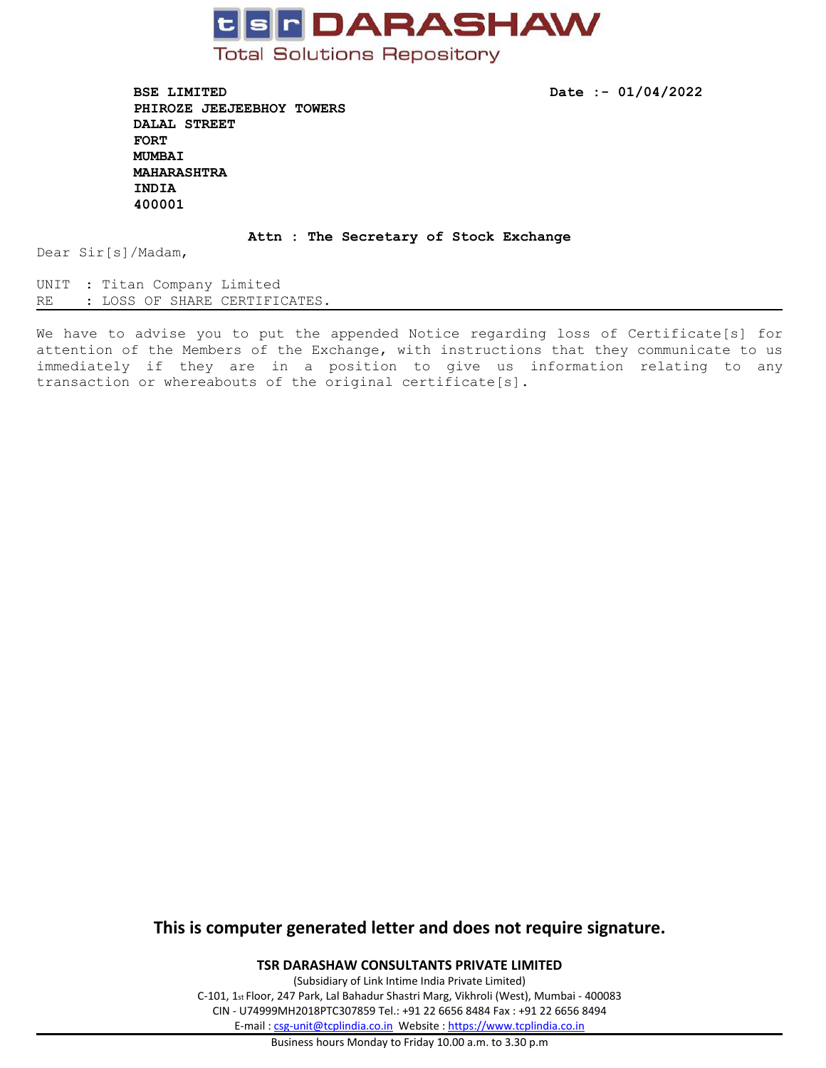**tsr DARASHAW**
Total Solutions Repository

**BSE LIMITED**
**PHIROZE JEEJEEBHOY TOWERS**
**DALAL STREET**
**FORT**
**MUMBAI**
**MAHARASHTRA**
**INDIA**
**400001**

**Date :- 01/04/2022**

**Attn : The Secretary of Stock Exchange**

Dear Sir[s]/Madam,

UNIT : Titan Company Limited
RE : LOSS OF SHARE CERTIFICATES.

We have to advise you to put the appended Notice regarding loss of Certificate[s] for attention of the Members of the Exchange, with instructions that they communicate to us immediately if they are in a position to give us information relating to any transaction or whereabouts of the original certificate[s].

**This is computer generated letter and does not require signature.**

**TSR DARASHAW CONSULTANTS PRIVATE LIMITED**
(Subsidiary of Link Intime India Private Limited)
C-101, 1st Floor, 247 Park, Lal Bahadur Shastri Marg, Vikhroli (West), Mumbai - 400083
CIN - U74999MH2018PTC307859 Tel.: +91 22 6656 8484 Fax : +91 22 6656 8494
E-mail : csg-unit@tcplindia.co.in Website : https://www.tcplindia.co.in
Business hours Monday to Friday 10.00 a.m. to 3.30 p.m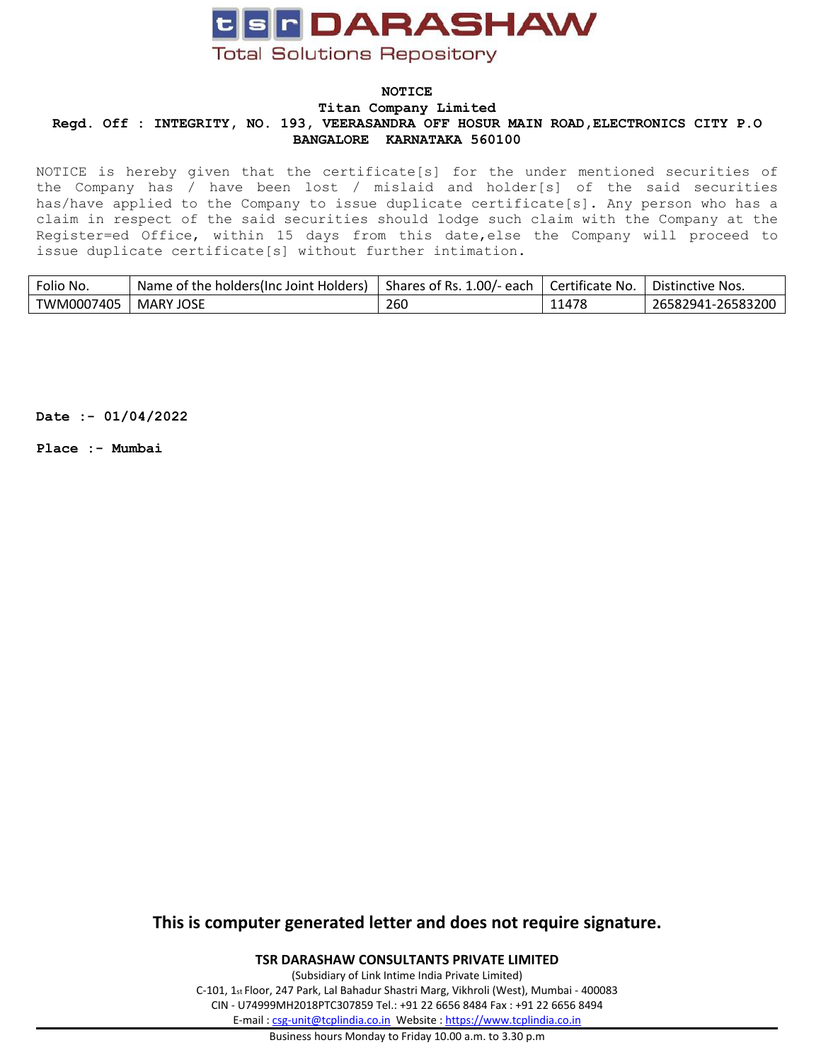**tsr DARASHAW**

Total Solutions Repository

**NOTICE**

**Titan Company Limited**

**Regd. Off : INTEGRITY, NO. 193, VEERASANDRA OFF HOSUR MAIN ROAD,ELECTRONICS CITY P.O BANGALORE KARNATAKA 560100**

NOTICE is hereby given that the certificate[s] for the under mentioned securities of the Company has / have been lost / mislaid and holder[s] of the said securities has/have applied to the Company to issue duplicate certificate[s]. Any person who has a claim in respect of the said securities should lodge such claim with the Company at the Register=ed Office, within 15 days from this date,else the Company will proceed to issue duplicate certificate[s] without further intimation.

| Folio No. | Name of the holders(Inc Joint Holders) | Shares of Rs. 1.00/- each | Certificate No. | Distinctive Nos. |
|---|---|---|---|---|
| TWM0007405 | MARY JOSE | 260 | 11478 | 26582941-26583200 |

**Date :- 01/04/2022**

**Place :- Mumbai**

**This is computer generated letter and does not require signature.**

**TSR DARASHAW CONSULTANTS PRIVATE LIMITED**

(Subsidiary of Link Intime India Private Limited)

C-101, 1st Floor, 247 Park, Lal Bahadur Shastri Marg, Vikhroli (West), Mumbai - 400083

CIN - U74999MH2018PTC307859 Tel.: +91 22 6656 8484 Fax : +91 22 6656 8494

E-mail : csg-unit@tcplindia.co.in Website : https://www.tcplindia.co.in

Business hours Monday to Friday 10.00 a.m. to 3.30 p.m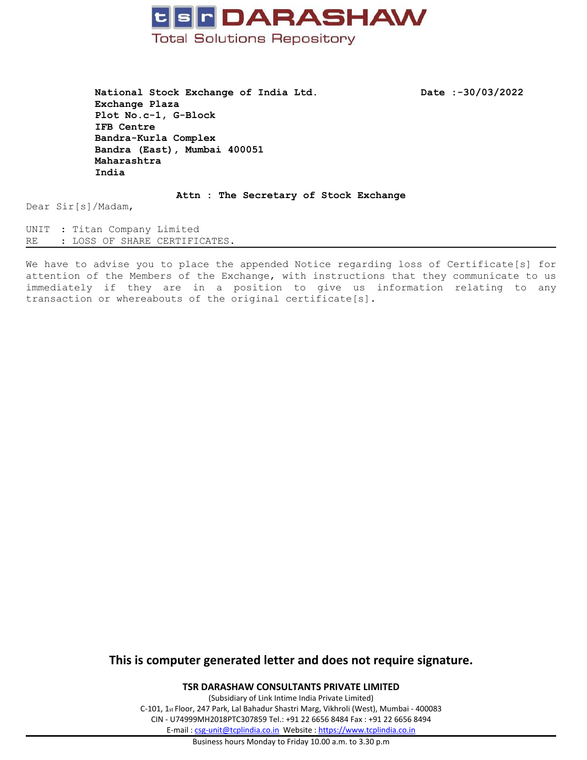**tsr DARASHAW**

Total Solutions Repository

**National Stock Exchange of India Ltd.**
**Exchange Plaza**
**Plot No.c-1, G-Block**
**IFB Centre**
**Bandra-Kurla Complex**
**Bandra (East), Mumbai 400051**
**Maharashtra**
**India**

**Date :-30/03/2022**

**Attn : The Secretary of Stock Exchange**

Dear Sir[s]/Madam,

UNIT : Titan Company Limited
RE : LOSS OF SHARE CERTIFICATES.

---

We have to advise you to place the appended Notice regarding loss of Certificate[s] for attention of the Members of the Exchange, with instructions that they communicate to us immediately if they are in a position to give us information relating to any transaction or whereabouts of the original certificate[s].

**This is computer generated letter and does not require signature.**

**TSR DARASHAW CONSULTANTS PRIVATE LIMITED**

(Subsidiary of Link Intime India Private Limited)

C-101, 1st Floor, 247 Park, Lal Bahadur Shastri Marg, Vikhroli (West), Mumbai - 400083

CIN - U74999MH2018PTC307859 Tel.: +91 22 6656 8484 Fax : +91 22 6656 8494

E-mail : csg-unit@tcplindia.co.in Website : https://www.tcplindia.co.in

Business hours Monday to Friday 10.00 a.m. to 3.30 p.m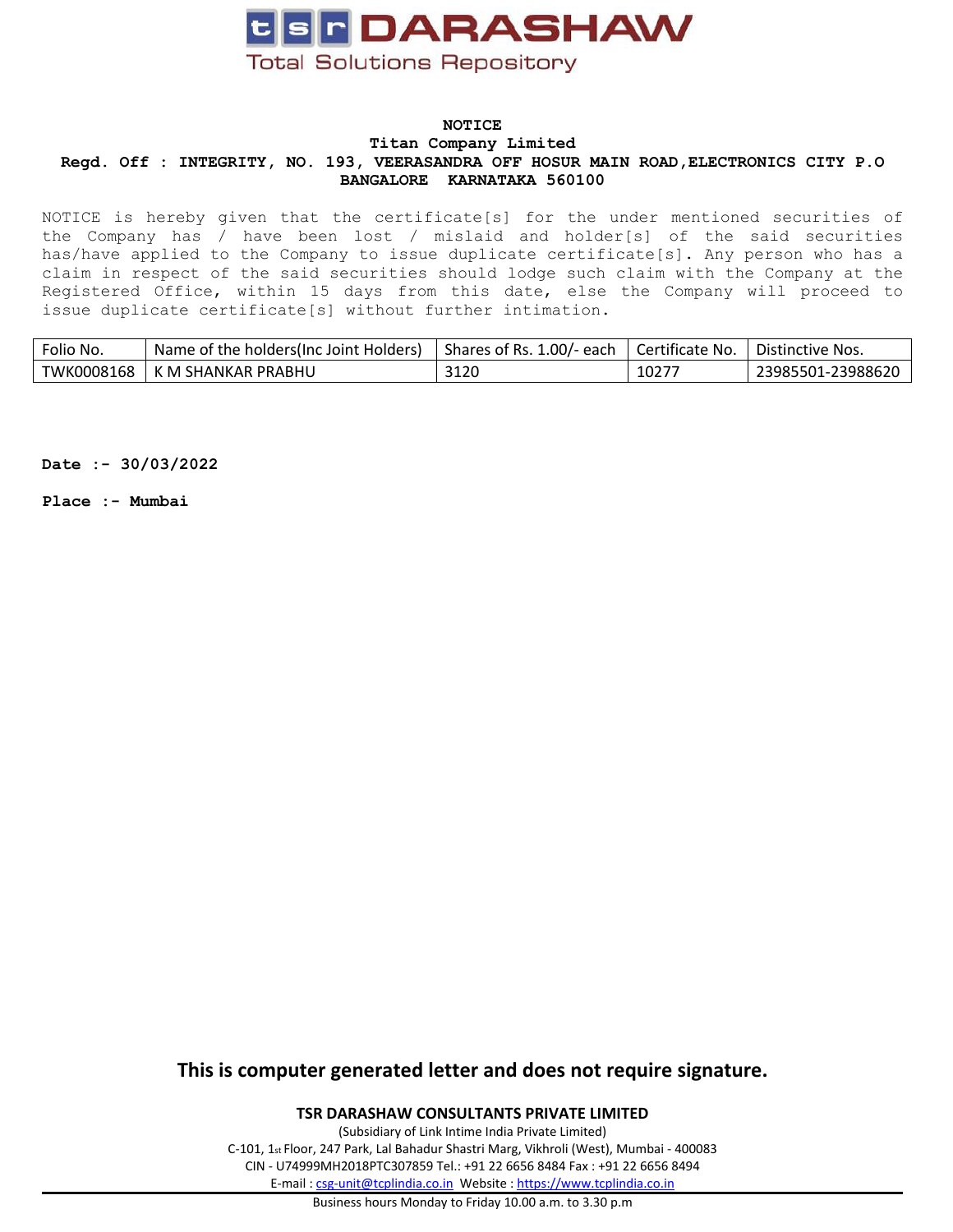**tsr DARASHAW**

Total Solutions Repository

**NOTICE**

**Titan Company Limited**

**Regd. Off : INTEGRITY, NO. 193, VEERASANDRA OFF HOSUR MAIN ROAD,ELECTRONICS CITY P.O BANGALORE KARNATAKA 560100**

NOTICE is hereby given that the certificate[s] for the under mentioned securities of the Company has / have been lost / mislaid and holder[s] of the said securities has/have applied to the Company to issue duplicate certificate[s]. Any person who has a claim in respect of the said securities should lodge such claim with the Company at the Registered Office, within 15 days from this date, else the Company will proceed to issue duplicate certificate[s] without further intimation.

| Folio No. | Name of the holders(Inc Joint Holders) | Shares of Rs. 1.00/- each | Certificate No. | Distinctive Nos. |
|---|---|---|---|---|
| TWK0008168 | K M SHANKAR PRABHU | 3120 | 10277 | 23985501-23988620 |

**Date :- 30/03/2022**

**Place :- Mumbai**

**This is computer generated letter and does not require signature.**

**TSR DARASHAW CONSULTANTS PRIVATE LIMITED**

(Subsidiary of Link Intime India Private Limited)

C-101, 1st Floor, 247 Park, Lal Bahadur Shastri Marg, Vikhroli (West), Mumbai - 400083

CIN - U74999MH2018PTC307859 Tel.: +91 22 6656 8484 Fax : +91 22 6656 8494

E-mail : csg-unit@tcplindia.co.in Website : https://www.tcplindia.co.in

Business hours Monday to Friday 10.00 a.m. to 3.30 p.m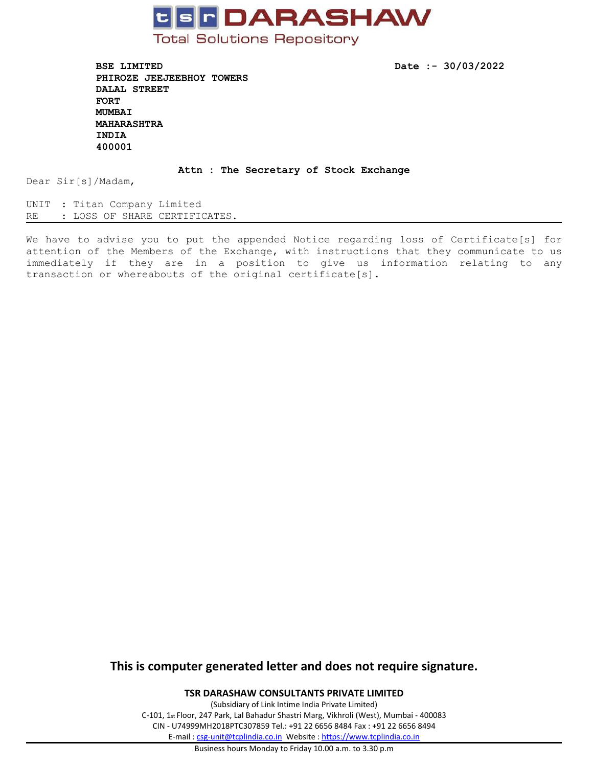**tsr DARASHAW**

Total Solutions Repository

**BSE LIMITED**
**PHIROZE JEEJEEBHOY TOWERS**
**DALAL STREET**
**FORT**
**MUMBAI**
**MAHARASHTRA**
**INDIA**
**400001**

**Date :- 30/03/2022**

**Attn : The Secretary of Stock Exchange**

Dear Sir[s]/Madam,

UNIT : Titan Company Limited
RE : LOSS OF SHARE CERTIFICATES.

---

We have to advise you to put the appended Notice regarding loss of Certificate[s] for attention of the Members of the Exchange, with instructions that they communicate to us immediately if they are in a position to give us information relating to any transaction or whereabouts of the original certificate[s].

**This is computer generated letter and does not require signature.**

**TSR DARASHAW CONSULTANTS PRIVATE LIMITED**

(Subsidiary of Link Intime India Private Limited)

C-101, 1st Floor, 247 Park, Lal Bahadur Shastri Marg, Vikhroli (West), Mumbai - 400083

CIN - U74999MH2018PTC307859 Tel.: +91 22 6656 8484 Fax : +91 22 6656 8494

E-mail : csg-unit@tcplindia.co.in Website : https://www.tcplindia.co.in

Business hours Monday to Friday 10.00 a.m. to 3.30 p.m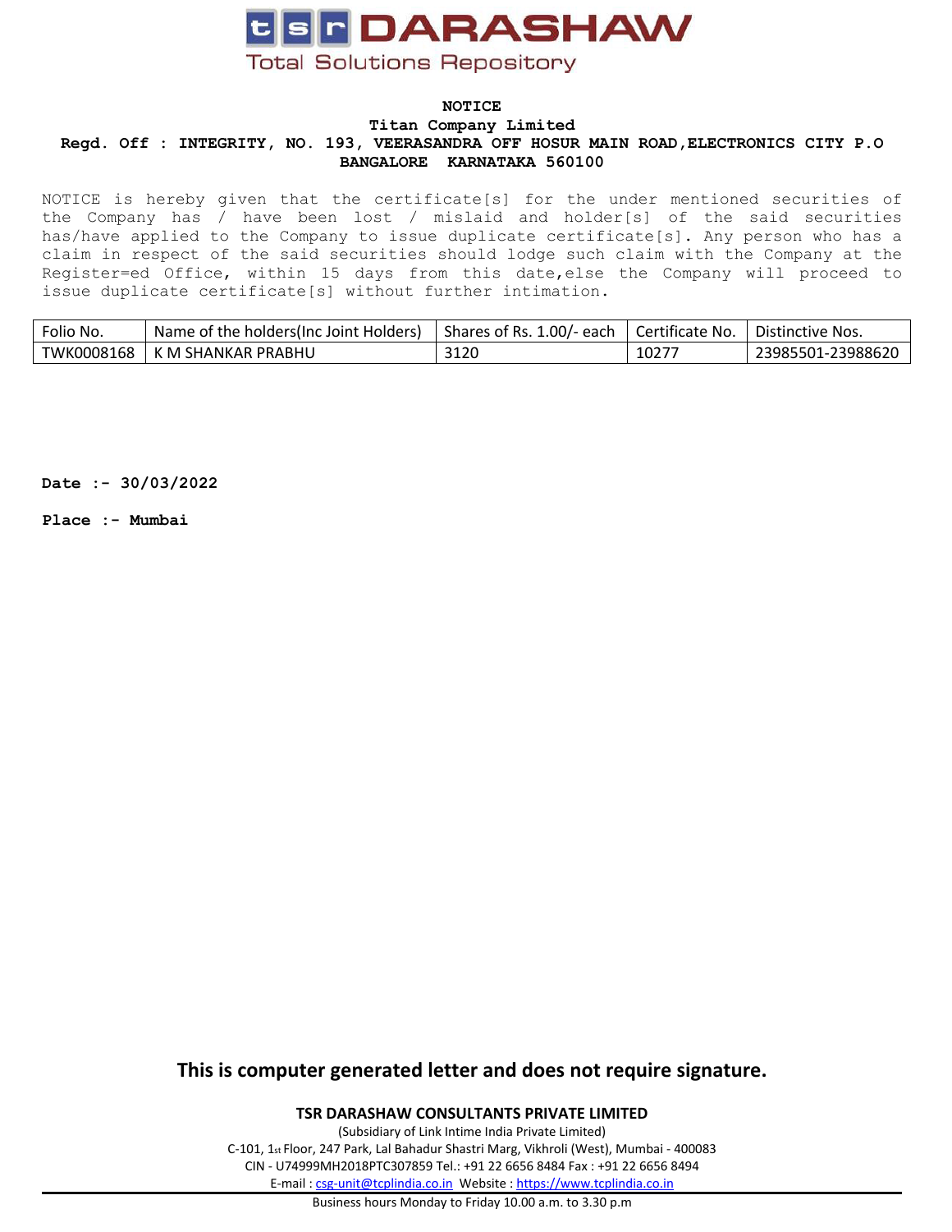**tsr DARASHAW**

Total Solutions Repository

**NOTICE**

**Titan Company Limited**

**Regd. Off : INTEGRITY, NO. 193, VEERASANDRA OFF HOSUR MAIN ROAD,ELECTRONICS CITY P.O BANGALORE KARNATAKA 560100**

NOTICE is hereby given that the certificate[s] for the under mentioned securities of the Company has / have been lost / mislaid and holder[s] of the said securities has/have applied to the Company to issue duplicate certificate[s]. Any person who has a claim in respect of the said securities should lodge such claim with the Company at the Register=ed Office, within 15 days from this date,else the Company will proceed to issue duplicate certificate[s] without further intimation.

| Folio No. | Name of the holders(Inc Joint Holders) | Shares of Rs. 1.00/- each | Certificate No. | Distinctive Nos. |
| --- | --- | --- | --- | --- |
| TWK0008168 | K M SHANKAR PRABHU | 3120 | 10277 | 23985501-23988620 |

**Date :- 30/03/2022**

**Place :- Mumbai**

**This is computer generated letter and does not require signature.**

**TSR DARASHAW CONSULTANTS PRIVATE LIMITED**

(Subsidiary of Link Intime India Private Limited)

C-101, 1st Floor, 247 Park, Lal Bahadur Shastri Marg, Vikhroli (West), Mumbai - 400083

CIN - U74999MH2018PTC307859 Tel.: +91 22 6656 8484 Fax : +91 22 6656 8494

E-mail : csg-unit@tcplindia.co.in Website : https://www.tcplindia.co.in

Business hours Monday to Friday 10.00 a.m. to 3.30 p.m